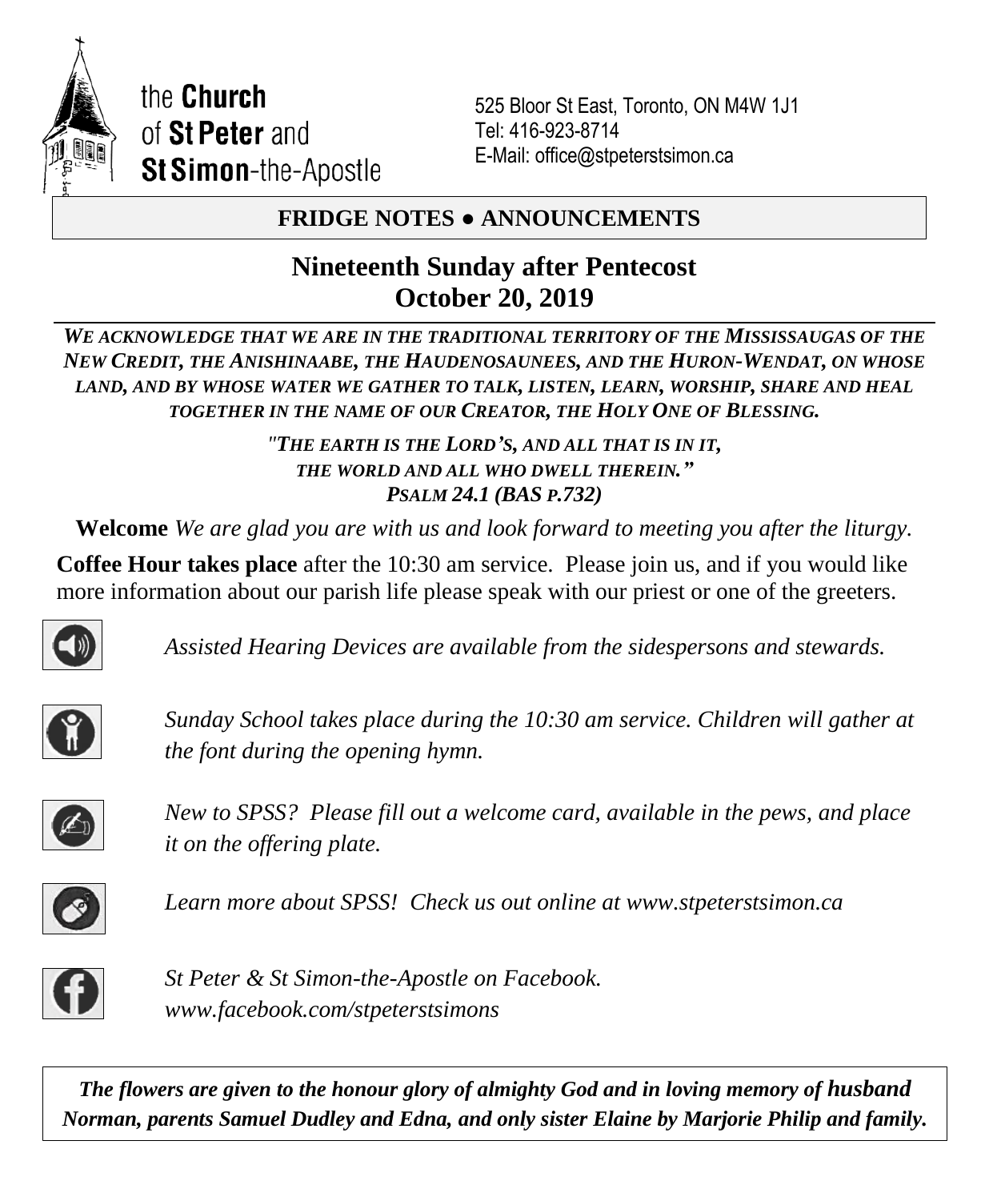the **Church** of **St Peter** and **St Simon**-the-Apostle

525 Bloor St East, Toronto, ON M4W 1J1
Tel: 416-923-8714
E-Mail: office@stpeterstsimon.ca

**FRIDGE NOTES ● ANNOUNCEMENTS**

# Nineteenth Sunday after Pentecost
## October 20, 2019

***WE ACKNOWLEDGE THAT WE ARE IN THE TRADITIONAL TERRITORY OF THE MISSISSAUGAS OF THE NEW CREDIT, THE ANISHINAABE, THE HAUDENOSAUNEES, AND THE HURON-WENDAT, ON WHOSE LAND, AND BY WHOSE WATER WE GATHER TO TALK, LISTEN, LEARN, WORSHIP, SHARE AND HEAL TOGETHER IN THE NAME OF OUR CREATOR, THE HOLY ONE OF BLESSING.***

*"THE EARTH IS THE LORD'S, AND ALL THAT IS IN IT,*
*THE WORLD AND ALL WHO DWELL THEREIN."*
*PSALM 24.1 (BAS P.732)*

**Welcome** *We are glad you are with us and look forward to meeting you after the liturgy.*

**Coffee Hour takes place** after the 10:30 am service. Please join us, and if you would like more information about our parish life please speak with our priest or one of the greeters.

*Assisted Hearing Devices are available from the sidespersons and stewards.*

*Sunday School takes place during the 10:30 am service. Children will gather at the font during the opening hymn.*

*New to SPSS? Please fill out a welcome card, available in the pews, and place it on the offering plate.*

*Learn more about SPSS! Check us out online at www.stpeterstsimon.ca*

*St Peter & St Simon-the-Apostle on Facebook.*
*www.facebook.com/stpeterstsimons*

***The flowers are given to the honour glory of almighty God and in loving memory of husband Norman, parents Samuel Dudley and Edna, and only sister Elaine by Marjorie Philip and family.***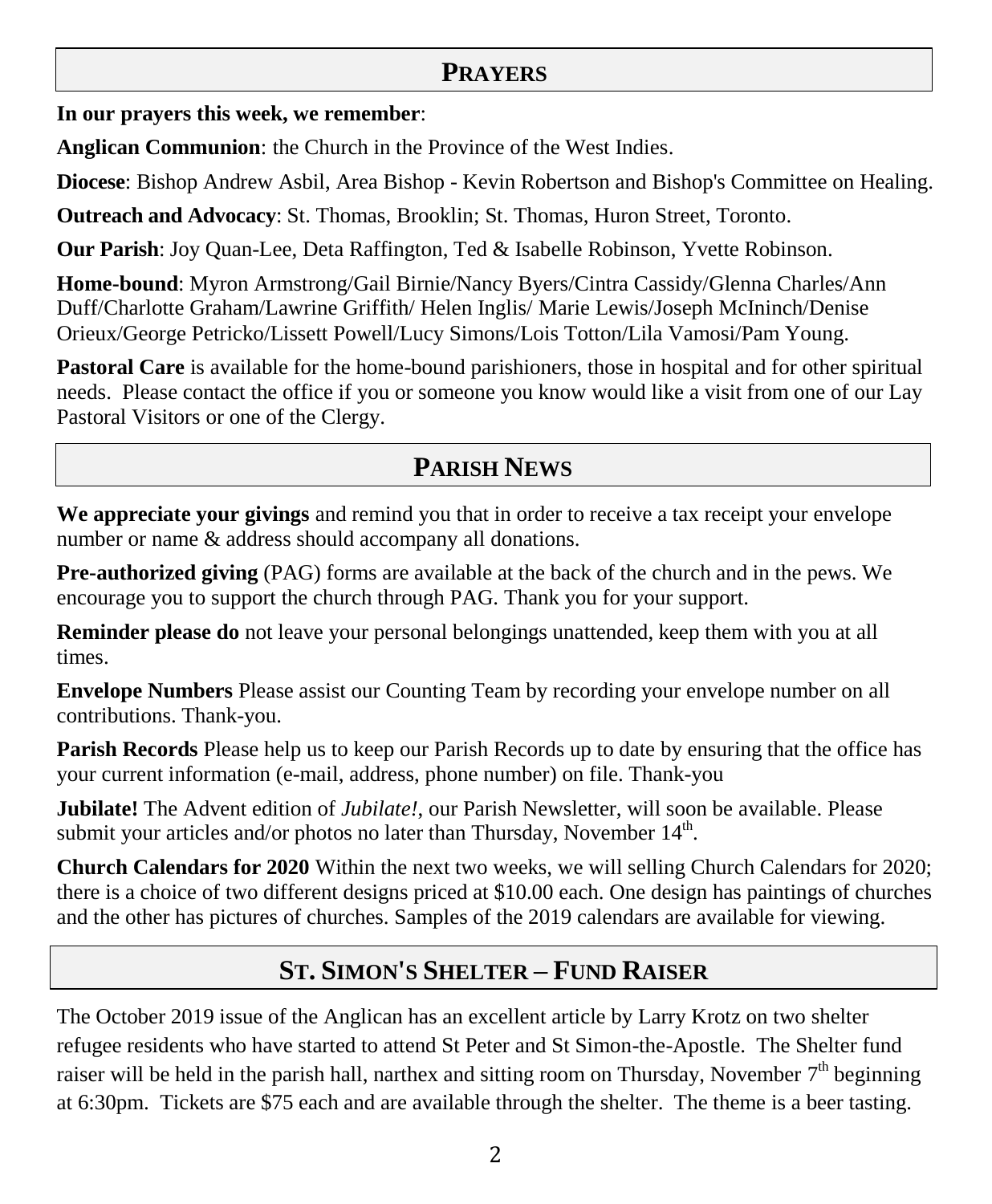## PRAYERS

**In our prayers this week, we remember**:

**Anglican Communion**: the Church in the Province of the West Indies.

**Diocese**: Bishop Andrew Asbil, Area Bishop - Kevin Robertson and Bishop's Committee on Healing.

**Outreach and Advocacy**: St. Thomas, Brooklin; St. Thomas, Huron Street, Toronto.

**Our Parish**: Joy Quan-Lee, Deta Raffington, Ted & Isabelle Robinson, Yvette Robinson.

**Home-bound**: Myron Armstrong/Gail Birnie/Nancy Byers/Cintra Cassidy/Glenna Charles/Ann Duff/Charlotte Graham/Lawrine Griffith/ Helen Inglis/ Marie Lewis/Joseph McIninch/Denise Orieux/George Petricko/Lissett Powell/Lucy Simons/Lois Totton/Lila Vamosi/Pam Young.

**Pastoral Care** is available for the home-bound parishioners, those in hospital and for other spiritual needs. Please contact the office if you or someone you know would like a visit from one of our Lay Pastoral Visitors or one of the Clergy.

## PARISH NEWS

**We appreciate your givings** and remind you that in order to receive a tax receipt your envelope number or name & address should accompany all donations.

**Pre-authorized giving** (PAG) forms are available at the back of the church and in the pews. We encourage you to support the church through PAG. Thank you for your support.

**Reminder please do** not leave your personal belongings unattended, keep them with you at all times.

**Envelope Numbers** Please assist our Counting Team by recording your envelope number on all contributions. Thank-you.

**Parish Records** Please help us to keep our Parish Records up to date by ensuring that the office has your current information (e-mail, address, phone number) on file. Thank-you

**Jubilate!** The Advent edition of *Jubilate!*, our Parish Newsletter, will soon be available. Please submit your articles and/or photos no later than Thursday, November 14th.

**Church Calendars for 2020** Within the next two weeks, we will selling Church Calendars for 2020; there is a choice of two different designs priced at $10.00 each. One design has paintings of churches and the other has pictures of churches. Samples of the 2019 calendars are available for viewing.

## ST. SIMON'S SHELTER – FUND RAISER

The October 2019 issue of the Anglican has an excellent article by Larry Krotz on two shelter refugee residents who have started to attend St Peter and St Simon-the-Apostle. The Shelter fund raiser will be held in the parish hall, narthex and sitting room on Thursday, November 7th beginning at 6:30pm. Tickets are $75 each and are available through the shelter. The theme is a beer tasting.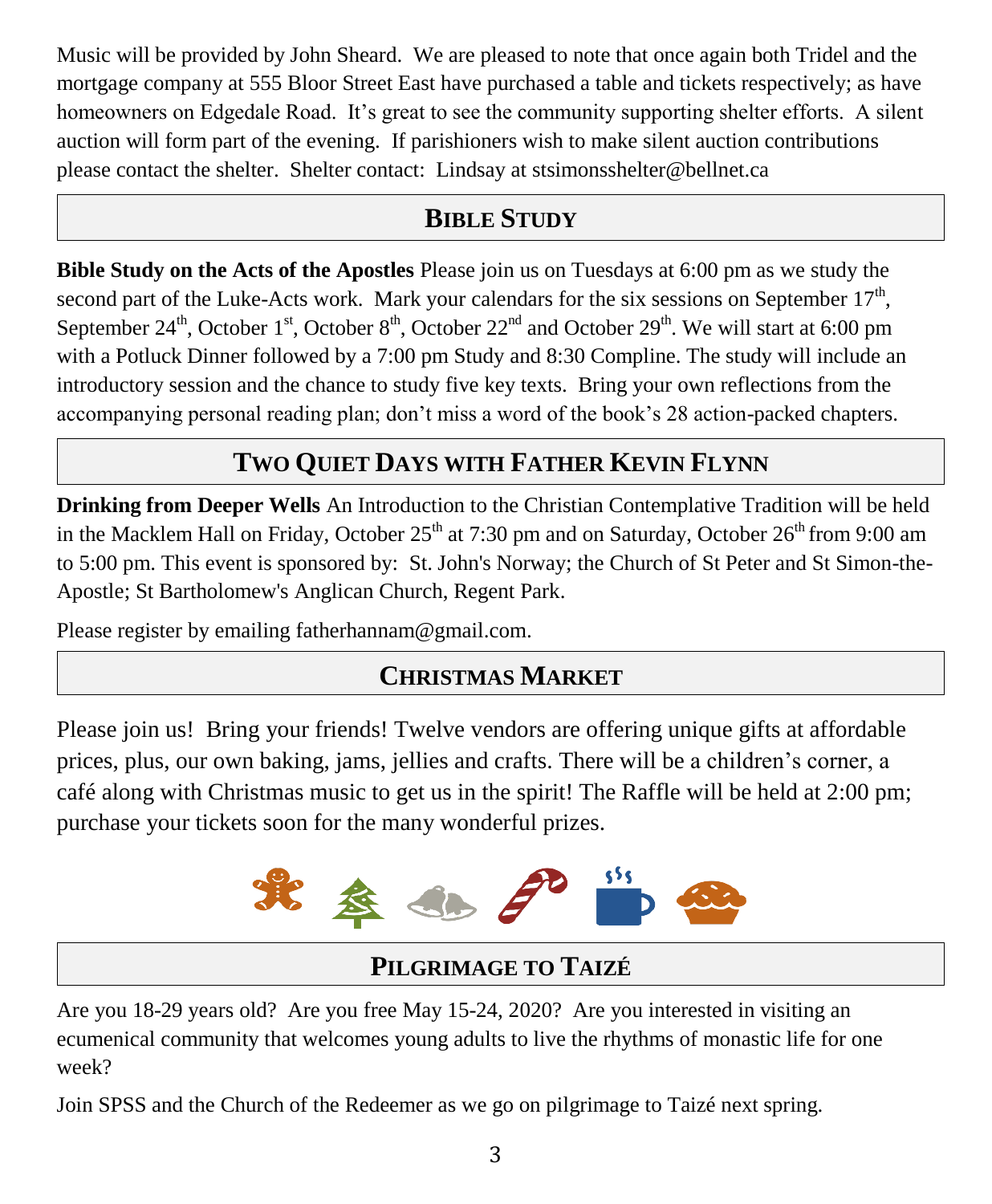Music will be provided by John Sheard. We are pleased to note that once again both Tridel and the mortgage company at 555 Bloor Street East have purchased a table and tickets respectively; as have homeowners on Edgedale Road. It's great to see the community supporting shelter efforts. A silent auction will form part of the evening. If parishioners wish to make silent auction contributions please contact the shelter. Shelter contact: Lindsay at stsimonsshelter@bellnet.ca

## BIBLE STUDY

**Bible Study on the Acts of the Apostles** Please join us on Tuesdays at 6:00 pm as we study the second part of the Luke-Acts work. Mark your calendars for the six sessions on September 17th, September 24th, October 1st, October 8th, October 22nd and October 29th. We will start at 6:00 pm with a Potluck Dinner followed by a 7:00 pm Study and 8:30 Compline. The study will include an introductory session and the chance to study five key texts. Bring your own reflections from the accompanying personal reading plan; don't miss a word of the book's 28 action-packed chapters.

## TWO QUIET DAYS WITH FATHER KEVIN FLYNN

**Drinking from Deeper Wells** An Introduction to the Christian Contemplative Tradition will be held in the Macklem Hall on Friday, October 25th at 7:30 pm and on Saturday, October 26th from 9:00 am to 5:00 pm. This event is sponsored by: St. John's Norway; the Church of St Peter and St Simon-the-Apostle; St Bartholomew's Anglican Church, Regent Park.

Please register by emailing fatherhannam@gmail.com.

## CHRISTMAS MARKET

Please join us! Bring your friends! Twelve vendors are offering unique gifts at affordable prices, plus, our own baking, jams, jellies and crafts. There will be a children's corner, a café along with Christmas music to get us in the spirit! The Raffle will be held at 2:00 pm; purchase your tickets soon for the many wonderful prizes.

## PILGRIMAGE TO TAIZÉ

Are you 18-29 years old? Are you free May 15-24, 2020? Are you interested in visiting an ecumenical community that welcomes young adults to live the rhythms of monastic life for one week?

Join SPSS and the Church of the Redeemer as we go on pilgrimage to Taizé next spring.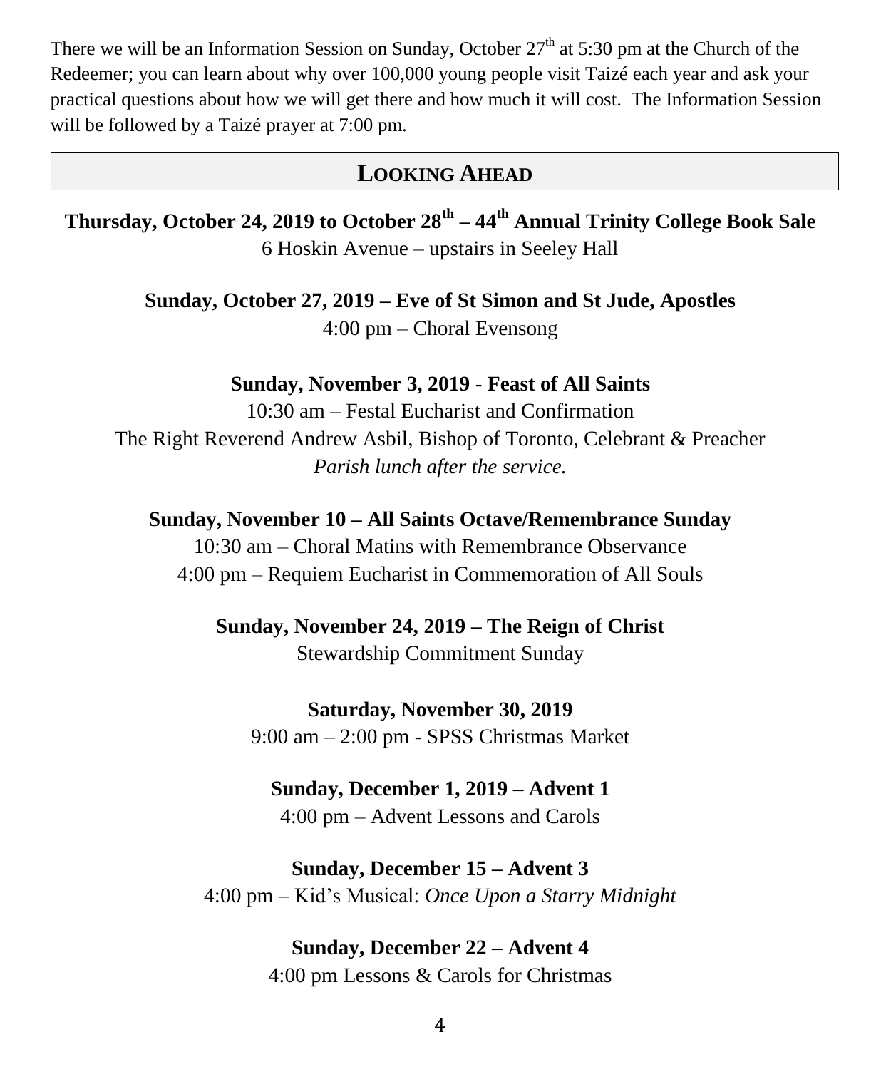There we will be an Information Session on Sunday, October 27th at 5:30 pm at the Church of the Redeemer; you can learn about why over 100,000 young people visit Taizé each year and ask your practical questions about how we will get there and how much it will cost. The Information Session will be followed by a Taizé prayer at 7:00 pm.

## LOOKING AHEAD

**Thursday, October 24, 2019 to October 28th – 44th Annual Trinity College Book Sale**
6 Hoskin Avenue – upstairs in Seeley Hall

**Sunday, October 27, 2019 – Eve of St Simon and St Jude, Apostles**
4:00 pm – Choral Evensong

**Sunday, November 3, 2019 - Feast of All Saints**
10:30 am – Festal Eucharist and Confirmation
The Right Reverend Andrew Asbil, Bishop of Toronto, Celebrant & Preacher
*Parish lunch after the service.*

**Sunday, November 10 – All Saints Octave/Remembrance Sunday**
10:30 am – Choral Matins with Remembrance Observance
4:00 pm – Requiem Eucharist in Commemoration of All Souls

**Sunday, November 24, 2019 – The Reign of Christ**
Stewardship Commitment Sunday

**Saturday, November 30, 2019**
9:00 am – 2:00 pm - SPSS Christmas Market

**Sunday, December 1, 2019 – Advent 1**
4:00 pm – Advent Lessons and Carols

**Sunday, December 15 – Advent 3**
4:00 pm – Kid's Musical: *Once Upon a Starry Midnight*

**Sunday, December 22 – Advent 4**
4:00 pm Lessons & Carols for Christmas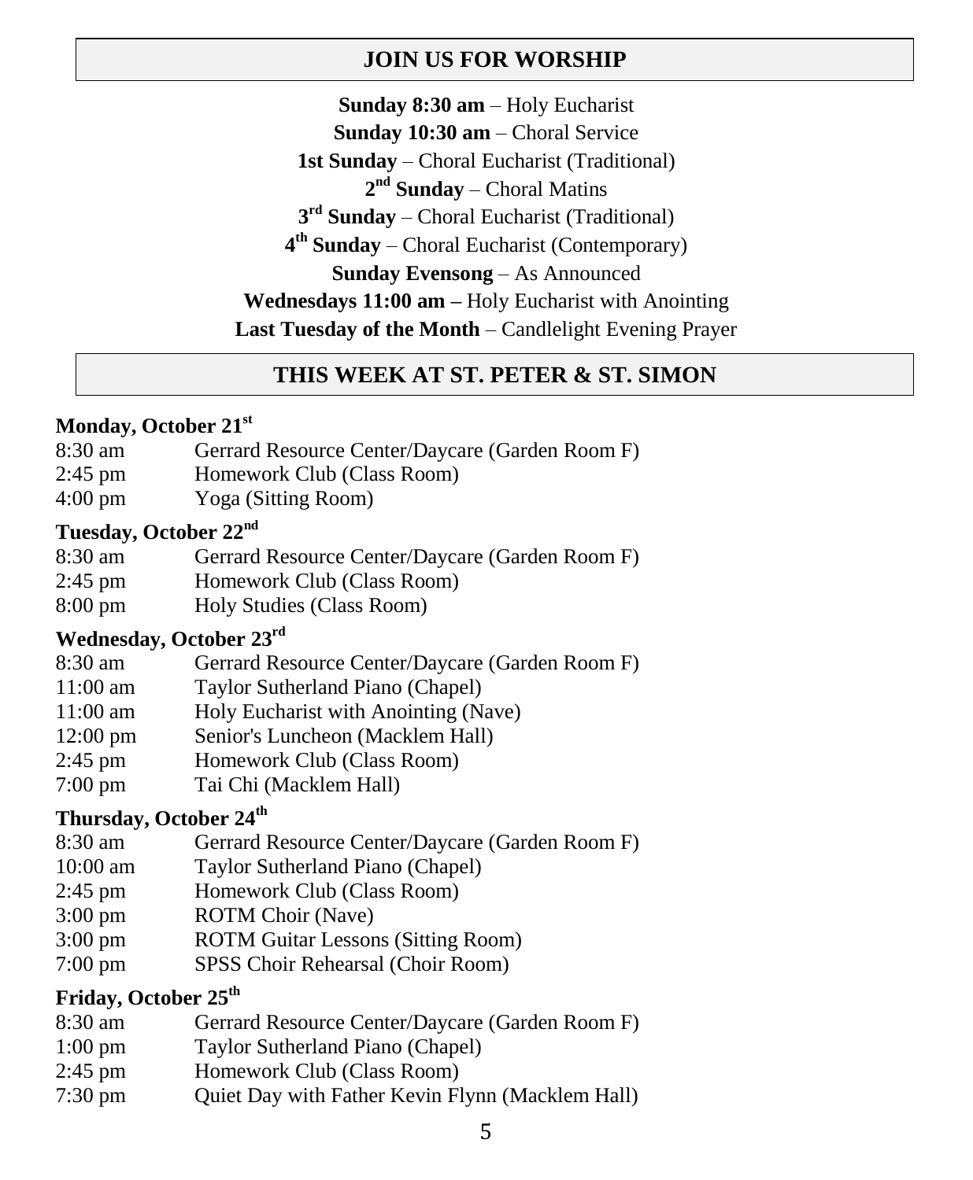## JOIN US FOR WORSHIP

**Sunday 8:30 am** – Holy Eucharist
**Sunday 10:30 am** – Choral Service
**1st Sunday** – Choral Eucharist (Traditional)
**2nd Sunday** – Choral Matins
**3rd Sunday** – Choral Eucharist (Traditional)
**4th Sunday** – Choral Eucharist (Contemporary)
**Sunday Evensong** – As Announced
**Wednesdays 11:00 am –** Holy Eucharist with Anointing
**Last Tuesday of the Month** – Candlelight Evening Prayer

## THIS WEEK AT ST. PETER & ST. SIMON

### Monday, October 21st

| | |
|---|---|
| 8:30 am | Gerrard Resource Center/Daycare (Garden Room F) |
| 2:45 pm | Homework Club (Class Room) |
| 4:00 pm | Yoga (Sitting Room) |

### Tuesday, October 22nd

| | |
|---|---|
| 8:30 am | Gerrard Resource Center/Daycare (Garden Room F) |
| 2:45 pm | Homework Club (Class Room) |
| 8:00 pm | Holy Studies (Class Room) |

### Wednesday, October 23rd

| | |
|---|---|
| 8:30 am | Gerrard Resource Center/Daycare (Garden Room F) |
| 11:00 am | Taylor Sutherland Piano (Chapel) |
| 11:00 am | Holy Eucharist with Anointing (Nave) |
| 12:00 pm | Senior's Luncheon (Macklem Hall) |
| 2:45 pm | Homework Club (Class Room) |
| 7:00 pm | Tai Chi (Macklem Hall) |

### Thursday, October 24th

| | |
|---|---|
| 8:30 am | Gerrard Resource Center/Daycare (Garden Room F) |
| 10:00 am | Taylor Sutherland Piano (Chapel) |
| 2:45 pm | Homework Club (Class Room) |
| 3:00 pm | ROTM Choir (Nave) |
| 3:00 pm | ROTM Guitar Lessons (Sitting Room) |
| 7:00 pm | SPSS Choir Rehearsal (Choir Room) |

### Friday, October 25th

| | |
|---|---|
| 8:30 am | Gerrard Resource Center/Daycare (Garden Room F) |
| 1:00 pm | Taylor Sutherland Piano (Chapel) |
| 2:45 pm | Homework Club (Class Room) |
| 7:30 pm | Quiet Day with Father Kevin Flynn (Macklem Hall) |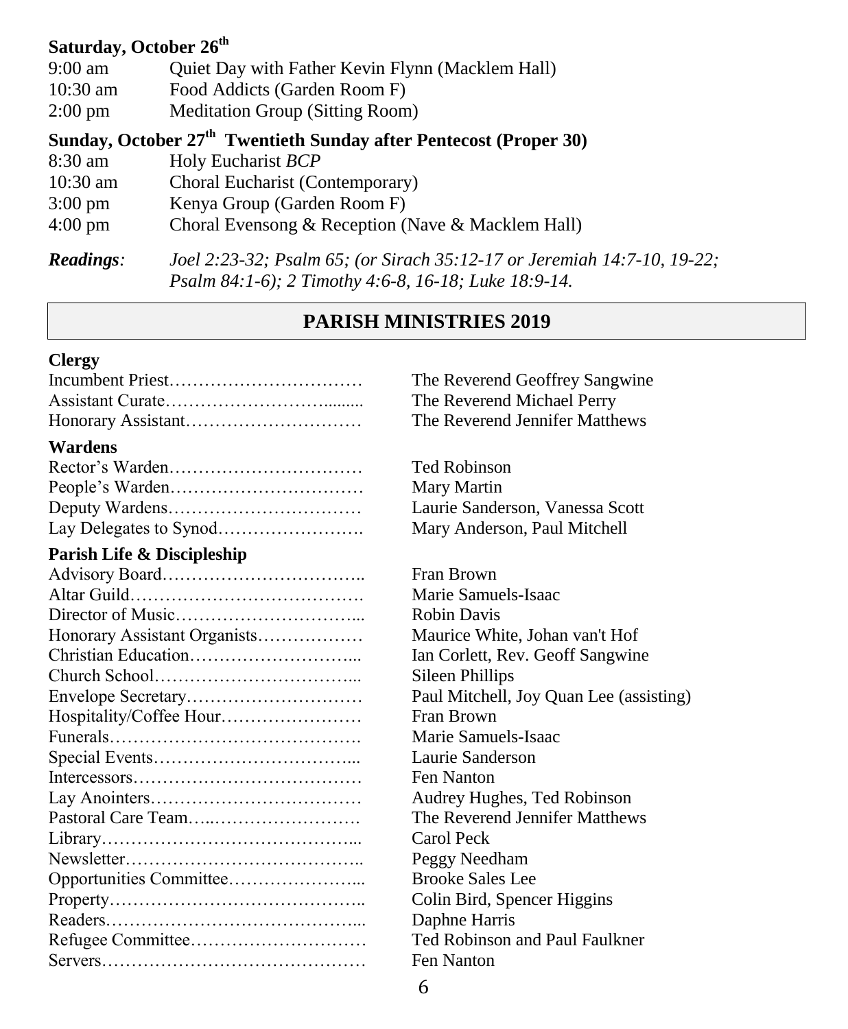**Saturday, October 26th**

| | |
|---|---|
| 9:00 am | Quiet Day with Father Kevin Flynn (Macklem Hall) |
| 10:30 am | Food Addicts (Garden Room F) |
| 2:00 pm | Meditation Group (Sitting Room) |

**Sunday, October 27th Twentieth Sunday after Pentecost (Proper 30)**

| | |
|---|---|
| 8:30 am | Holy Eucharist *BCP* |
| 10:30 am | Choral Eucharist (Contemporary) |
| 3:00 pm | Kenya Group (Garden Room F) |
| 4:00 pm | Choral Evensong & Reception (Nave & Macklem Hall) |

***Readings**:* *Joel 2:23-32; Psalm 65; (or Sirach 35:12-17 or Jeremiah 14:7-10, 19-22; Psalm 84:1-6); 2 Timothy 4:6-8, 16-18; Luke 18:9-14.*

## PARISH MINISTRIES 2019

**Clergy**

| | |
|---|---|
| Incumbent Priest | The Reverend Geoffrey Sangwine |
| Assistant Curate | The Reverend Michael Perry |
| Honorary Assistant | The Reverend Jennifer Matthews |

**Wardens**

| | |
|---|---|
| Rector's Warden | Ted Robinson |
| People's Warden | Mary Martin |
| Deputy Wardens | Laurie Sanderson, Vanessa Scott |
| Lay Delegates to Synod | Mary Anderson, Paul Mitchell |

**Parish Life & Discipleship**

| | |
|---|---|
| Advisory Board | Fran Brown |
| Altar Guild | Marie Samuels-Isaac |
| Director of Music | Robin Davis |
| Honorary Assistant Organists | Maurice White, Johan van't Hof |
| Christian Education | Ian Corlett, Rev. Geoff Sangwine |
| Church School | Sileen Phillips |
| Envelope Secretary | Paul Mitchell, Joy Quan Lee (assisting) |
| Hospitality/Coffee Hour | Fran Brown |
| Funerals | Marie Samuels-Isaac |
| Special Events | Laurie Sanderson |
| Intercessors | Fen Nanton |
| Lay Anointers | Audrey Hughes, Ted Robinson |
| Pastoral Care Team | The Reverend Jennifer Matthews |
| Library | Carol Peck |
| Newsletter | Peggy Needham |
| Opportunities Committee | Brooke Sales Lee |
| Property | Colin Bird, Spencer Higgins |
| Readers | Daphne Harris |
| Refugee Committee | Ted Robinson and Paul Faulkner |
| Servers | Fen Nanton |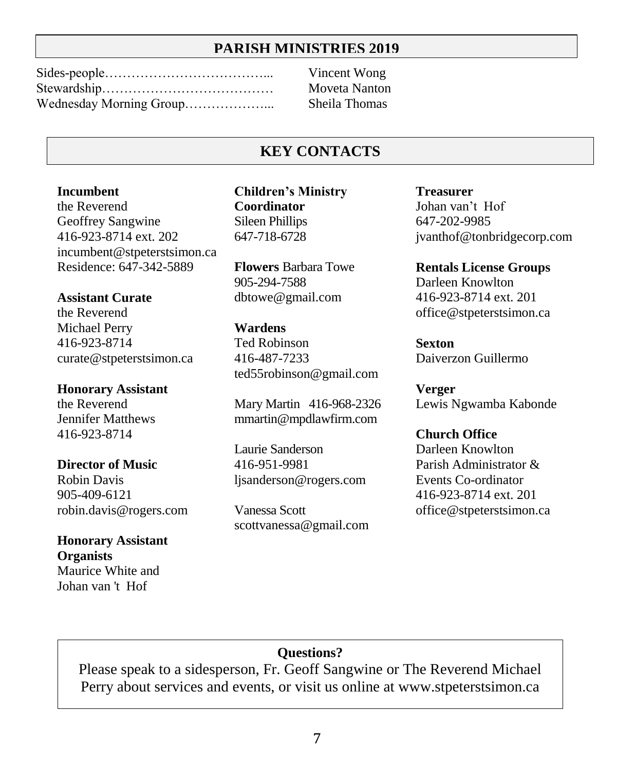## PARISH MINISTRIES 2019

Sides-people………………………………... Vincent Wong
Stewardship………………………………… Moveta Nanton
Wednesday Morning Group………………... Sheila Thomas

## KEY CONTACTS

**Incumbent**
the Reverend
Geoffrey Sangwine
416-923-8714 ext. 202
incumbent@stpeterstsimon.ca
Residence: 647-342-5889

**Assistant Curate**
the Reverend
Michael Perry
416-923-8714
curate@stpeterstsimon.ca

**Honorary Assistant**
the Reverend
Jennifer Matthews
416-923-8714

**Director of Music**
Robin Davis
905-409-6121
robin.davis@rogers.com

**Honorary Assistant Organists**
Maurice White and
Johan van 't Hof

**Children's Ministry Coordinator**
Sileen Phillips
647-718-6728

**Flowers** Barbara Towe
905-294-7588
dbtowe@gmail.com

**Wardens**
Ted Robinson
416-487-7233
ted55robinson@gmail.com

Mary Martin 416-968-2326
mmartin@mpdlawfirm.com

Laurie Sanderson
416-951-9981
ljsanderson@rogers.com

Vanessa Scott
scottvanessa@gmail.com

**Treasurer**
Johan van't Hof
647-202-9985
jvanthof@tonbridgecorp.com

**Rentals License Groups**
Darleen Knowlton
416-923-8714 ext. 201
office@stpeterstsimon.ca

**Sexton**
Daiverzon Guillermo

**Verger**
Lewis Ngwamba Kabonde

**Church Office**
Darleen Knowlton
Parish Administrator &
Events Co-ordinator
416-923-8714 ext. 201
office@stpeterstsimon.ca

**Questions?**
Please speak to a sidesperson, Fr. Geoff Sangwine or The Reverend Michael Perry about services and events, or visit us online at www.stpeterstsimon.ca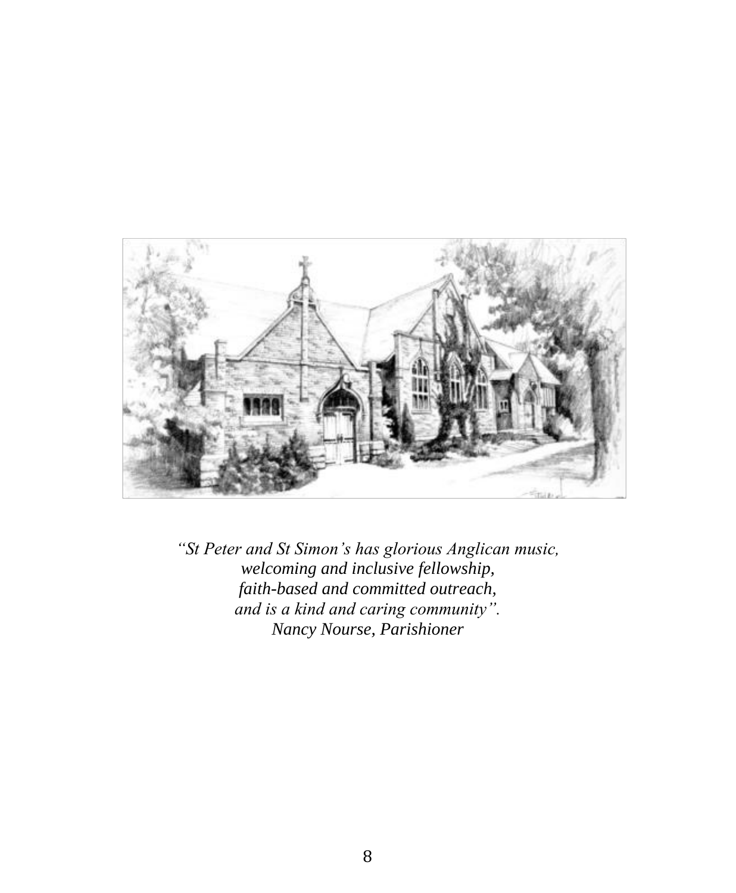*"St Peter and St Simon's has glorious Anglican music,*
*welcoming and inclusive fellowship,*
*faith-based and committed outreach,*
*and is a kind and caring community".*
*Nancy Nourse, Parishioner*